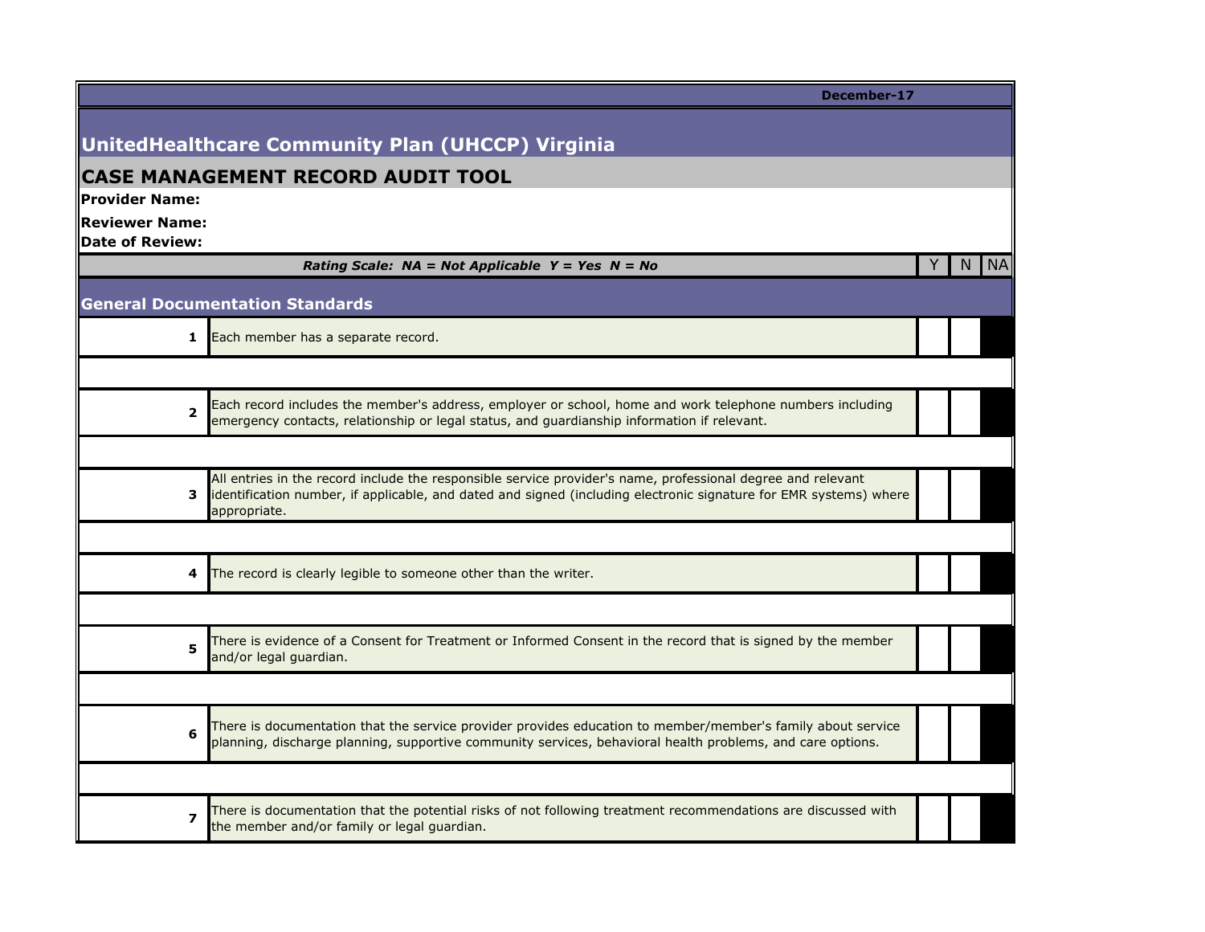December-17

# UnitedHealthcare Community Plan (UHCCP) Virginia

## CASE MANAGEMENT RECORD AUDIT TOOL

**Provider Name:**

**Reviewer Name:**

**Date of Review:**

| | ***Rating Scale: NA = Not Applicable Y = Yes N = No*** | Y | N | NA |
|---|---|---|---|---|
| | **General Documentation Standards** | | | |
| **1** | Each member has a separate record. | | | |
| **2** | Each record includes the member's address, employer or school, home and work telephone numbers including emergency contacts, relationship or legal status, and guardianship information if relevant. | | | |
| **3** | All entries in the record include the responsible service provider's name, professional degree and relevant identification number, if applicable, and dated and signed (including electronic signature for EMR systems) where appropriate. | | | |
| **4** | The record is clearly legible to someone other than the writer. | | | |
| **5** | There is evidence of a Consent for Treatment or Informed Consent in the record that is signed by the member and/or legal guardian. | | | |
| **6** | There is documentation that the service provider provides education to member/member's family about service planning, discharge planning, supportive community services, behavioral health problems, and care options. | | | |
| **7** | There is documentation that the potential risks of not following treatment recommendations are discussed with the member and/or family or legal guardian. | | | |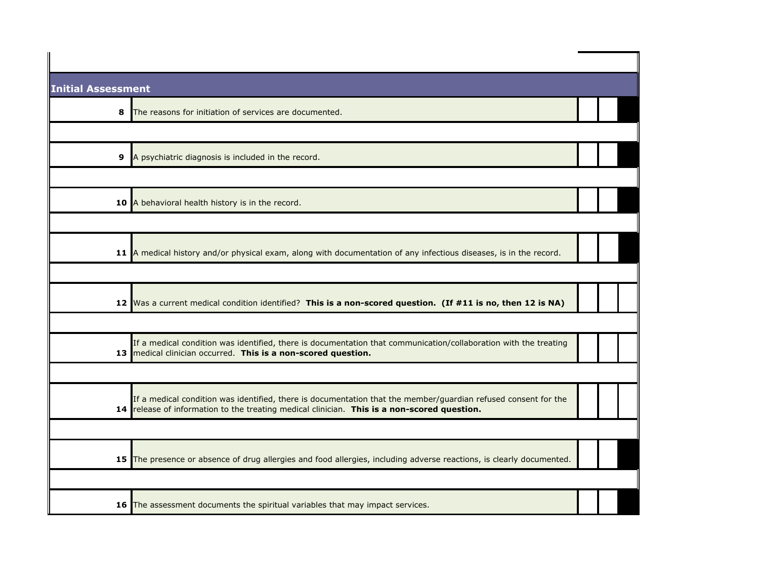| Initial Assessment | | | | |
|---|---|---|---|---|
| 8 | The reasons for initiation of services are documented. | | | |
| 9 | A psychiatric diagnosis is included in the record. | | | |
| 10 | A behavioral health history is in the record. | | | |
| 11 | A medical history and/or physical exam, along with documentation of any infectious diseases, is in the record. | | | |
| 12 | Was a current medical condition identified? **This is a non-scored question. (If #11 is no, then 12 is NA)** | | | |
| 13 | If a medical condition was identified, there is documentation that communication/collaboration with the treating medical clinician occurred. **This is a non-scored question.** | | | |
| 14 | If a medical condition was identified, there is documentation that the member/guardian refused consent for the release of information to the treating medical clinician. **This is a non-scored question.** | | | |
| 15 | The presence or absence of drug allergies and food allergies, including adverse reactions, is clearly documented. | | | |
| 16 | The assessment documents the spiritual variables that may impact services. | | | |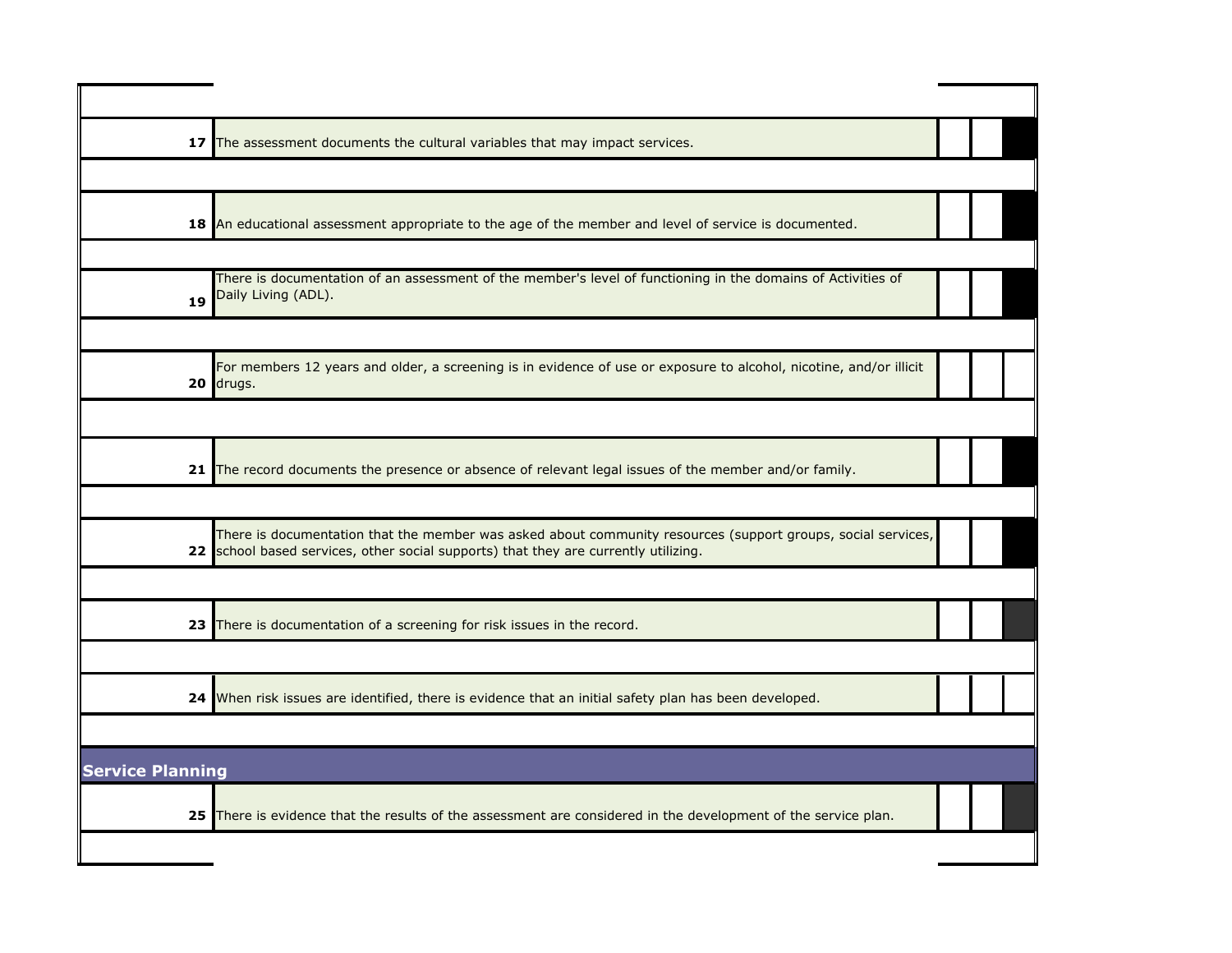| # | Item | | | |
|---|---|---|---|---|
| 17 | The assessment documents the cultural variables that may impact services. | | | |
| 18 | An educational assessment appropriate to the age of the member and level of service is documented. | | | |
| 19 | There is documentation of an assessment of the member's level of functioning in the domains of Activities of Daily Living (ADL). | | | |
| 20 | For members 12 years and older, a screening is in evidence of use or exposure to alcohol, nicotine, and/or illicit drugs. | | | |
| 21 | The record documents the presence or absence of relevant legal issues of the member and/or family. | | | |
| 22 | There is documentation that the member was asked about community resources (support groups, social services, school based services, other social supports) that they are currently utilizing. | | | |
| 23 | There is documentation of a screening for risk issues in the record. | | | |
| 24 | When risk issues are identified, there is evidence that an initial safety plan has been developed. | | | |

## Service Planning

| # | Item | | | |
|---|---|---|---|---|
| 25 | There is evidence that the results of the assessment are considered in the development of the service plan. | | | |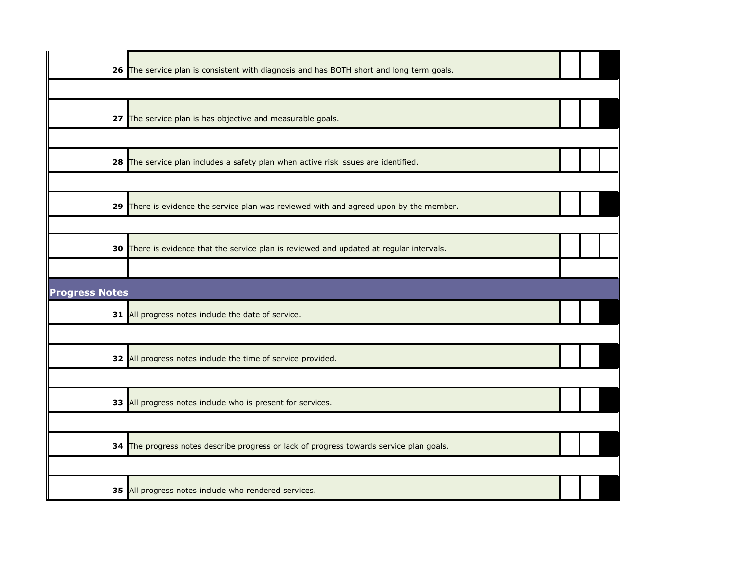| | | | | |
|---|---|---|---|---|
| 26 | The service plan is consistent with diagnosis and has BOTH short and long term goals. | | | |
| | | | | |
| 27 | The service plan is has objective and measurable goals. | | | |
| | | | | |
| 28 | The service plan includes a safety plan when active risk issues are identified. | | | |
| | | | | |
| 29 | There is evidence the service plan was reviewed with and agreed upon by the member. | | | |
| | | | | |
| 30 | There is evidence that the service plan is reviewed and updated at regular intervals. | | | |
| | | | | |
| **Progress Notes** | | | | |
| 31 | All progress notes include the date of service. | | | |
| | | | | |
| 32 | All progress notes include the time of service provided. | | | |
| | | | | |
| 33 | All progress notes include who is present for services. | | | |
| | | | | |
| 34 | The progress notes describe progress or lack of progress towards service plan goals. | | | |
| | | | | |
| 35 | All progress notes include who rendered services. | | | |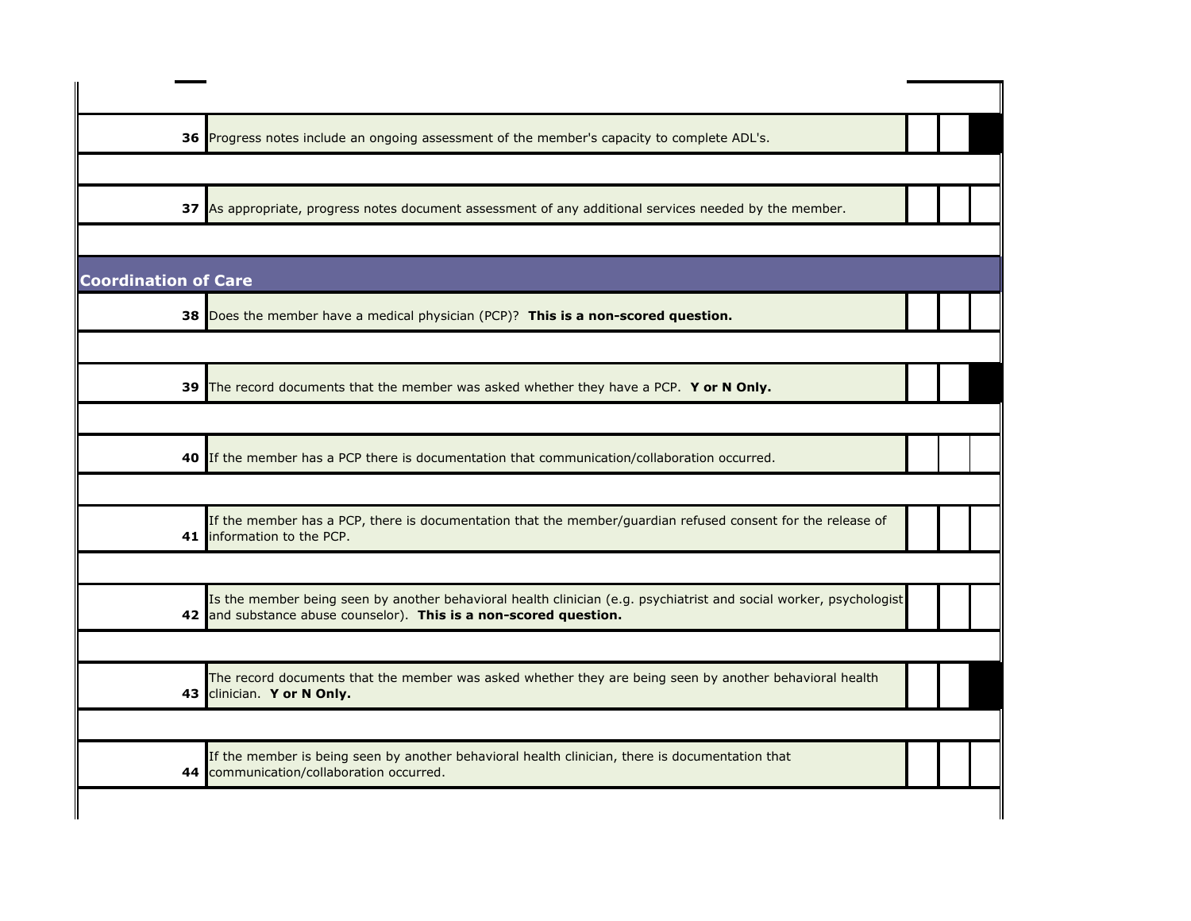| | | | | |
|---|---|---|---|---|
| 36 | Progress notes include an ongoing assessment of the member's capacity to complete ADL's. | | | |
| 37 | As appropriate, progress notes document assessment of any additional services needed by the member. | | | |

## Coordination of Care

| | | | | |
|---|---|---|---|---|
| 38 | Does the member have a medical physician (PCP)? **This is a non-scored question.** | | | |
| 39 | The record documents that the member was asked whether they have a PCP. **Y or N Only.** | | | |
| 40 | If the member has a PCP there is documentation that communication/collaboration occurred. | | | |
| 41 | If the member has a PCP, there is documentation that the member/guardian refused consent for the release of information to the PCP. | | | |
| 42 | Is the member being seen by another behavioral health clinician (e.g. psychiatrist and social worker, psychologist and substance abuse counselor). **This is a non-scored question.** | | | |
| 43 | The record documents that the member was asked whether they are being seen by another behavioral health clinician. **Y or N Only.** | | | |
| 44 | If the member is being seen by another behavioral health clinician, there is documentation that communication/collaboration occurred. | | | |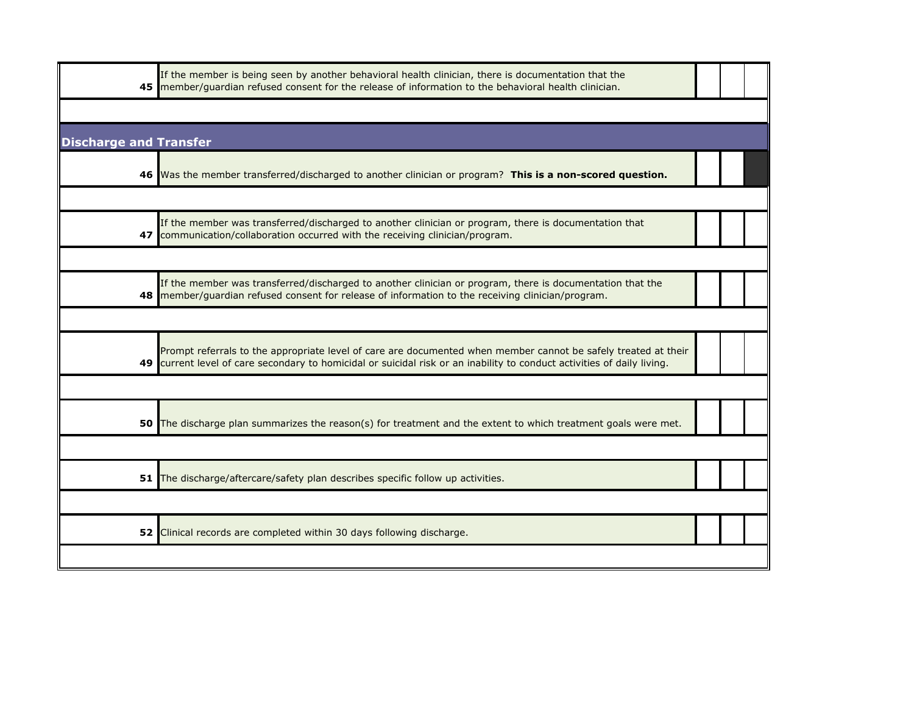| | | | | |
|---|---|---|---|---|
| 45 | If the member is being seen by another behavioral health clinician, there is documentation that the member/guardian refused consent for the release of information to the behavioral health clinician. | | | |

## Discharge and Transfer

| | | | | |
|---|---|---|---|---|
| 46 | Was the member transferred/discharged to another clinician or program? **This is a non-scored question.** | | | |
| 47 | If the member was transferred/discharged to another clinician or program, there is documentation that communication/collaboration occurred with the receiving clinician/program. | | | |
| 48 | If the member was transferred/discharged to another clinician or program, there is documentation that the member/guardian refused consent for release of information to the receiving clinician/program. | | | |
| 49 | Prompt referrals to the appropriate level of care are documented when member cannot be safely treated at their current level of care secondary to homicidal or suicidal risk or an inability to conduct activities of daily living. | | | |
| 50 | The discharge plan summarizes the reason(s) for treatment and the extent to which treatment goals were met. | | | |
| 51 | The discharge/aftercare/safety plan describes specific follow up activities. | | | |
| 52 | Clinical records are completed within 30 days following discharge. | | | |